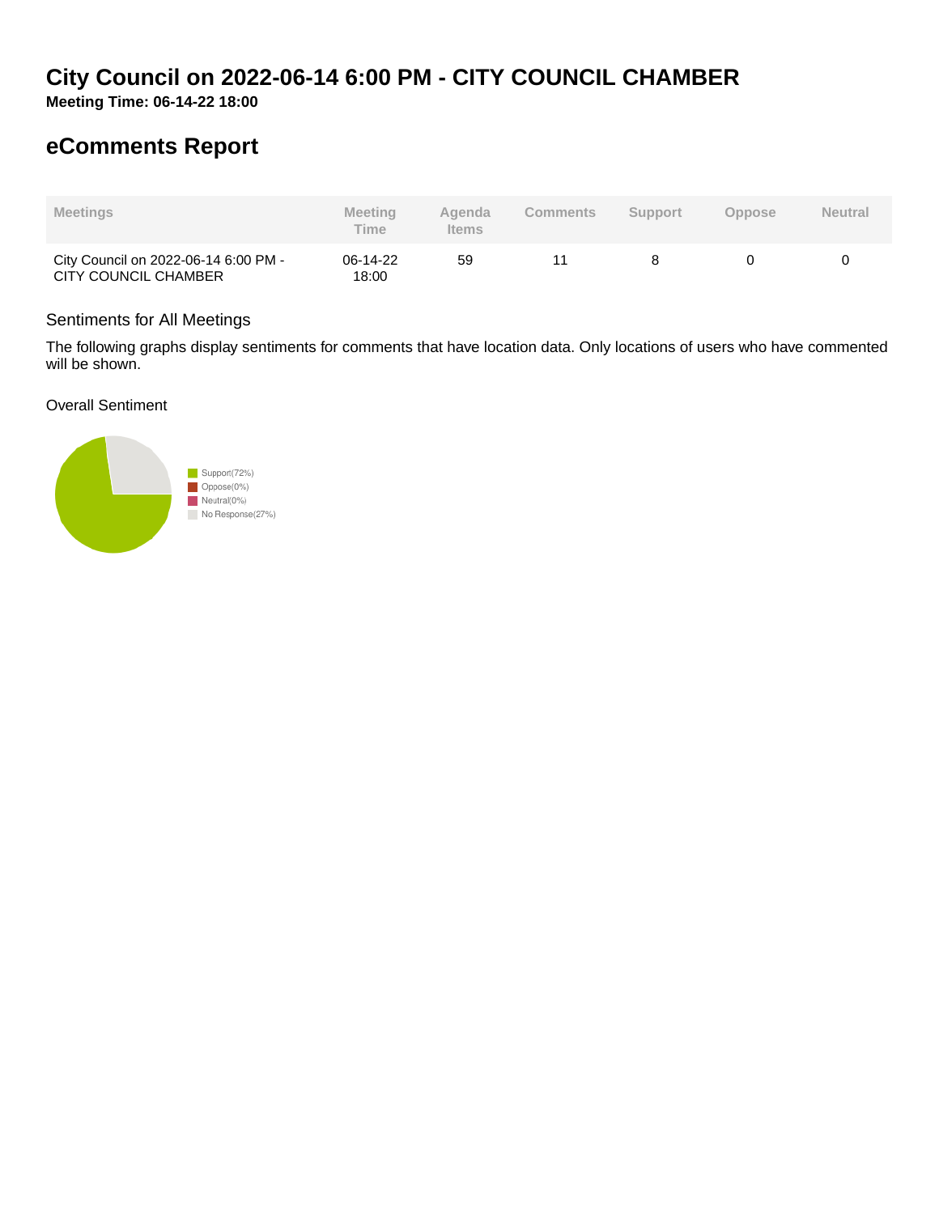# City Council on 2022-06-14 6:00 PM - CITY COUNCIL CHAMBER

**Meeting Time: 06-14-22 18:00**

## eComments Report

| Meetings | Meeting Time | Agenda Items | Comments | Support | Oppose | Neutral |
|---|---|---|---|---|---|---|
| City Council on 2022-06-14 6:00 PM - CITY COUNCIL CHAMBER | 06-14-22 18:00 | 59 | 11 | 8 | 0 | 0 |

### Sentiments for All Meetings

The following graphs display sentiments for comments that have location data. Only locations of users who have commented will be shown.

Overall Sentiment

- Support(72%)
- Oppose(0%)
- Neutral(0%)
- No Response(27%)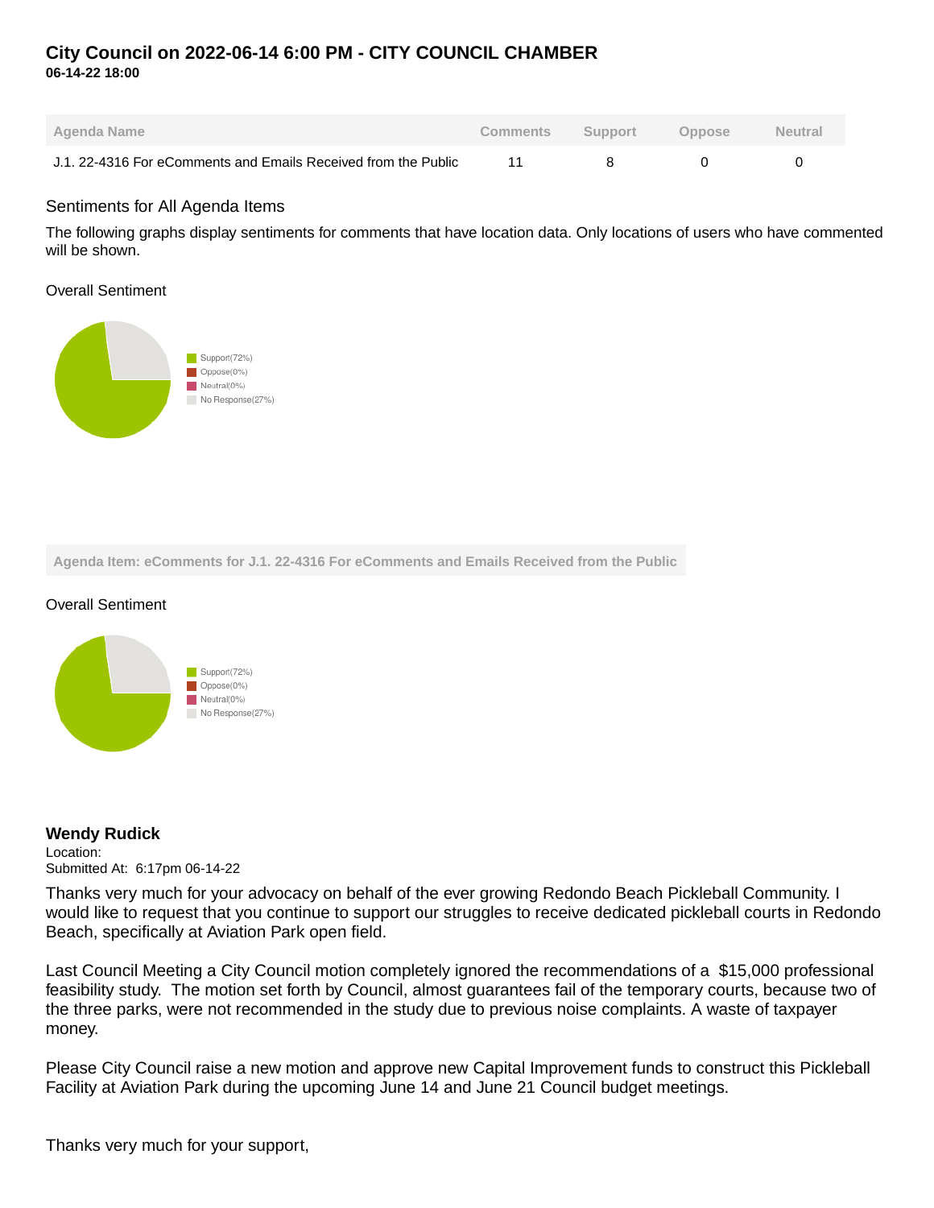# City Council on 2022-06-14 6:00 PM - CITY COUNCIL CHAMBER

**06-14-22 18:00**

| Agenda Name | Comments | Support | Oppose | Neutral |
|---|---|---|---|---|
| J.1. 22-4316 For eComments and Emails Received from the Public | 11 | 8 | 0 | 0 |

## Sentiments for All Agenda Items

The following graphs display sentiments for comments that have location data. Only locations of users who have commented will be shown.

Overall Sentiment

- Support(72%)
- Oppose(0%)
- Neutral(0%)
- No Response(27%)

**Agenda Item: eComments for J.1. 22-4316 For eComments and Emails Received from the Public**

Overall Sentiment

- Support(72%)
- Oppose(0%)
- Neutral(0%)
- No Response(27%)

### Wendy Rudick

Location:
Submitted At: 6:17pm 06-14-22

Thanks very much for your advocacy on behalf of the ever growing Redondo Beach Pickleball Community. I would like to request that you continue to support our struggles to receive dedicated pickleball courts in Redondo Beach, specifically at Aviation Park open field.

Last Council Meeting a City Council motion completely ignored the recommendations of a $15,000 professional feasibility study. The motion set forth by Council, almost guarantees fail of the temporary courts, because two of the three parks, were not recommended in the study due to previous noise complaints. A waste of taxpayer money.

Please City Council raise a new motion and approve new Capital Improvement funds to construct this Pickleball Facility at Aviation Park during the upcoming June 14 and June 21 Council budget meetings.

Thanks very much for your support,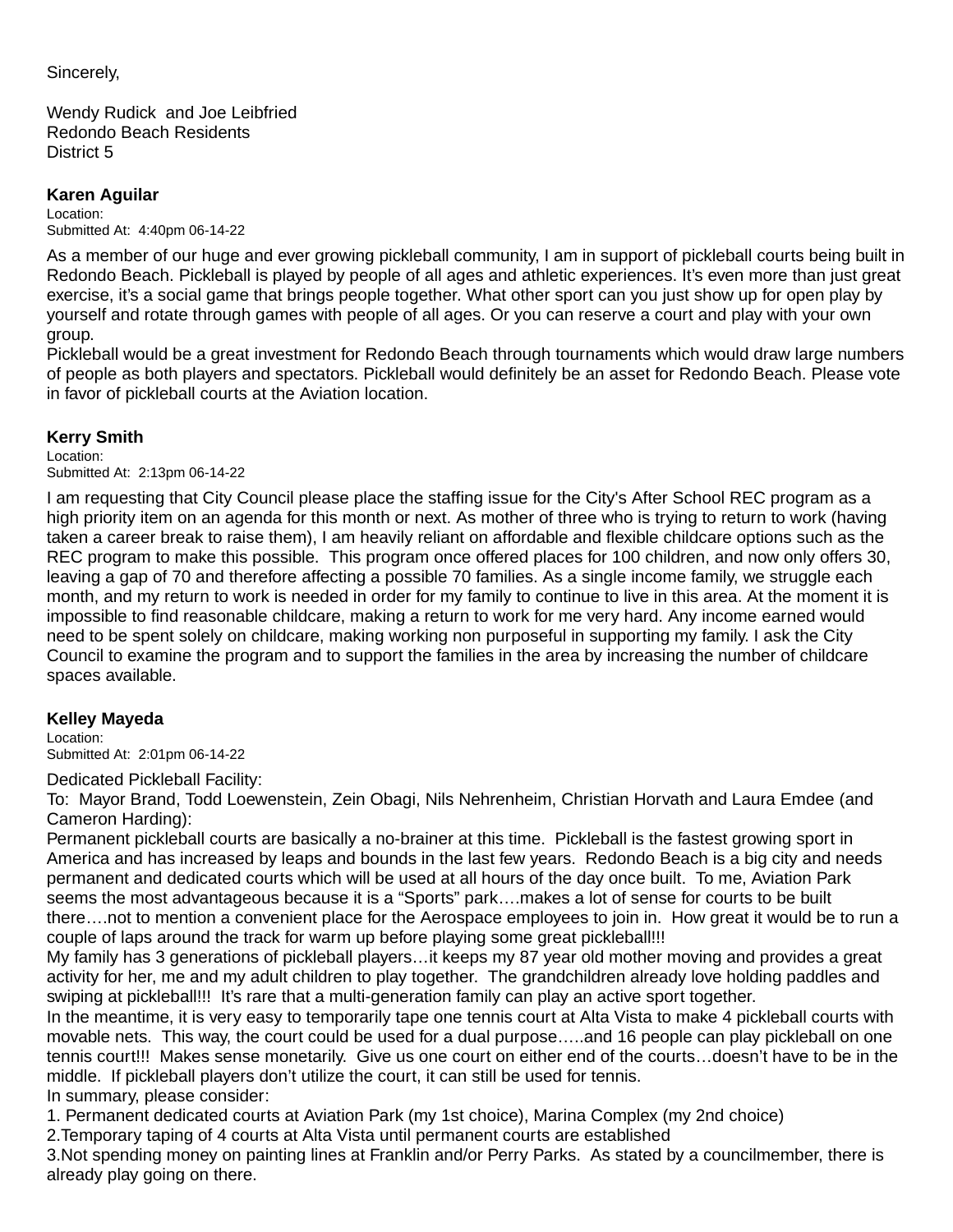Sincerely,

Wendy Rudick and Joe Leibfried
Redondo Beach Residents
District 5

**Karen Aguilar**
Location:
Submitted At: 4:40pm 06-14-22

As a member of our huge and ever growing pickleball community, I am in support of pickleball courts being built in Redondo Beach. Pickleball is played by people of all ages and athletic experiences. It's even more than just great exercise, it's a social game that brings people together. What other sport can you just show up for open play by yourself and rotate through games with people of all ages. Or you can reserve a court and play with your own group.
Pickleball would be a great investment for Redondo Beach through tournaments which would draw large numbers of people as both players and spectators. Pickleball would definitely be an asset for Redondo Beach. Please vote in favor of pickleball courts at the Aviation location.

**Kerry Smith**
Location:
Submitted At: 2:13pm 06-14-22

I am requesting that City Council please place the staffing issue for the City's After School REC program as a high priority item on an agenda for this month or next. As mother of three who is trying to return to work (having taken a career break to raise them), I am heavily reliant on affordable and flexible childcare options such as the REC program to make this possible. This program once offered places for 100 children, and now only offers 30, leaving a gap of 70 and therefore affecting a possible 70 families. As a single income family, we struggle each month, and my return to work is needed in order for my family to continue to live in this area. At the moment it is impossible to find reasonable childcare, making a return to work for me very hard. Any income earned would need to be spent solely on childcare, making working non purposeful in supporting my family. I ask the City Council to examine the program and to support the families in the area by increasing the number of childcare spaces available.

**Kelley Mayeda**
Location:
Submitted At: 2:01pm 06-14-22

Dedicated Pickleball Facility:
To: Mayor Brand, Todd Loewenstein, Zein Obagi, Nils Nehrenheim, Christian Horvath and Laura Emdee (and Cameron Harding):
Permanent pickleball courts are basically a no-brainer at this time. Pickleball is the fastest growing sport in America and has increased by leaps and bounds in the last few years. Redondo Beach is a big city and needs permanent and dedicated courts which will be used at all hours of the day once built. To me, Aviation Park seems the most advantageous because it is a "Sports" park….makes a lot of sense for courts to be built there….not to mention a convenient place for the Aerospace employees to join in. How great it would be to run a couple of laps around the track for warm up before playing some great pickleball!!!
My family has 3 generations of pickleball players…it keeps my 87 year old mother moving and provides a great activity for her, me and my adult children to play together. The grandchildren already love holding paddles and swiping at pickleball!!! It's rare that a multi-generation family can play an active sport together.
In the meantime, it is very easy to temporarily tape one tennis court at Alta Vista to make 4 pickleball courts with movable nets. This way, the court could be used for a dual purpose…..and 16 people can play pickleball on one tennis court!!! Makes sense monetarily. Give us one court on either end of the courts…doesn't have to be in the middle. If pickleball players don't utilize the court, it can still be used for tennis.
In summary, please consider:
1. Permanent dedicated courts at Aviation Park (my 1st choice), Marina Complex (my 2nd choice)
2.Temporary taping of 4 courts at Alta Vista until permanent courts are established
3.Not spending money on painting lines at Franklin and/or Perry Parks. As stated by a councilmember, there is already play going on there.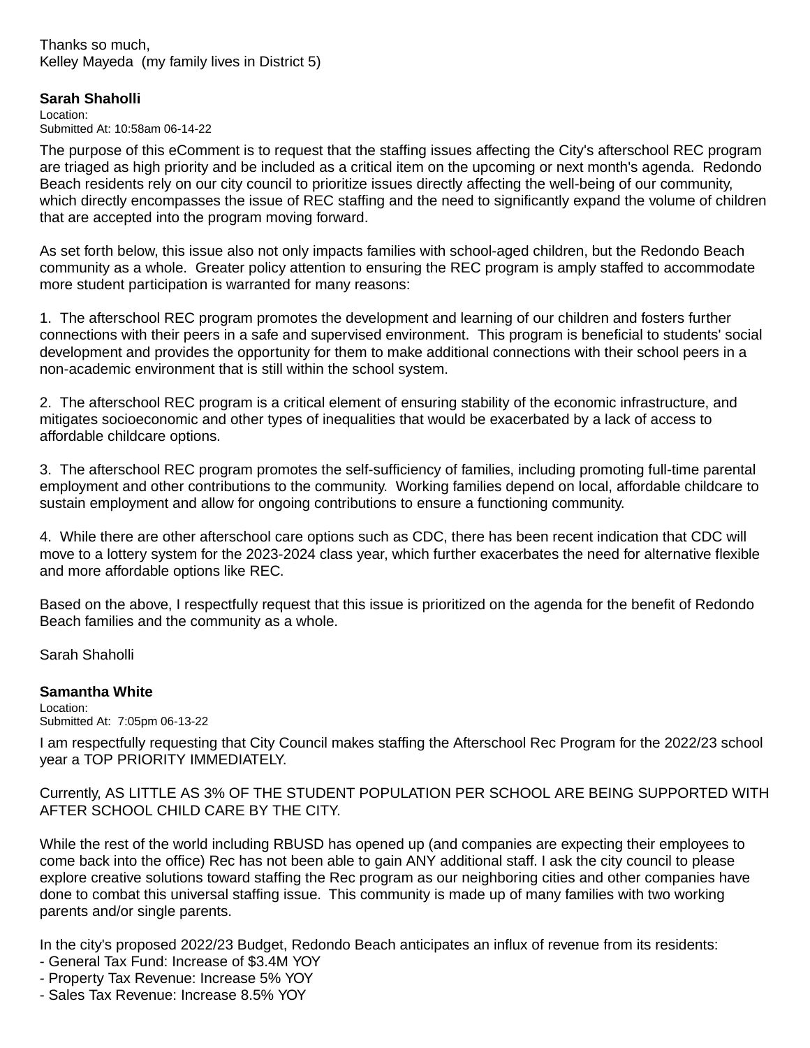Thanks so much,
Kelley Mayeda  (my family lives in District 5)

**Sarah Shaholli**
Location:
Submitted At: 10:58am 06-14-22

The purpose of this eComment is to request that the staffing issues affecting the City's afterschool REC program are triaged as high priority and be included as a critical item on the upcoming or next month's agenda.  Redondo Beach residents rely on our city council to prioritize issues directly affecting the well-being of our community, which directly encompasses the issue of REC staffing and the need to significantly expand the volume of children that are accepted into the program moving forward.

As set forth below, this issue also not only impacts families with school-aged children, but the Redondo Beach community as a whole.  Greater policy attention to ensuring the REC program is amply staffed to accommodate more student participation is warranted for many reasons:

1.  The afterschool REC program promotes the development and learning of our children and fosters further connections with their peers in a safe and supervised environment.  This program is beneficial to students' social development and provides the opportunity for them to make additional connections with their school peers in a non-academic environment that is still within the school system.

2.  The afterschool REC program is a critical element of ensuring stability of the economic infrastructure, and mitigates socioeconomic and other types of inequalities that would be exacerbated by a lack of access to affordable childcare options.

3.  The afterschool REC program promotes the self-sufficiency of families, including promoting full-time parental employment and other contributions to the community.  Working families depend on local, affordable childcare to sustain employment and allow for ongoing contributions to ensure a functioning community.

4.  While there are other afterschool care options such as CDC, there has been recent indication that CDC will move to a lottery system for the 2023-2024 class year, which further exacerbates the need for alternative flexible and more affordable options like REC.

Based on the above, I respectfully request that this issue is prioritized on the agenda for the benefit of Redondo Beach families and the community as a whole.

Sarah Shaholli

**Samantha White**
Location:
Submitted At:  7:05pm 06-13-22

I am respectfully requesting that City Council makes staffing the Afterschool Rec Program for the 2022/23 school year a TOP PRIORITY IMMEDIATELY.

Currently, AS LITTLE AS 3% OF THE STUDENT POPULATION PER SCHOOL ARE BEING SUPPORTED WITH AFTER SCHOOL CHILD CARE BY THE CITY.

While the rest of the world including RBUSD has opened up (and companies are expecting their employees to come back into the office) Rec has not been able to gain ANY additional staff. I ask the city council to please explore creative solutions toward staffing the Rec program as our neighboring cities and other companies have done to combat this universal staffing issue.  This community is made up of many families with two working parents and/or single parents.

In the city's proposed 2022/23 Budget, Redondo Beach anticipates an influx of revenue from its residents:
- General Tax Fund: Increase of $3.4M YOY
- Property Tax Revenue: Increase 5% YOY
- Sales Tax Revenue: Increase 8.5% YOY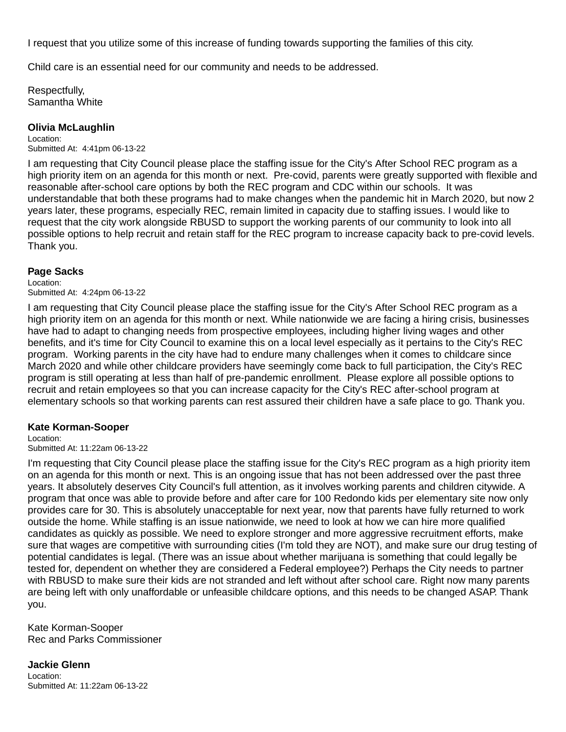I request that you utilize some of this increase of funding towards supporting the families of this city.

Child care is an essential need for our community and needs to be addressed.

Respectfully,
Samantha White

**Olivia McLaughlin**
Location:
Submitted At: 4:41pm 06-13-22

I am requesting that City Council please place the staffing issue for the City's After School REC program as a high priority item on an agenda for this month or next. Pre-covid, parents were greatly supported with flexible and reasonable after-school care options by both the REC program and CDC within our schools. It was understandable that both these programs had to make changes when the pandemic hit in March 2020, but now 2 years later, these programs, especially REC, remain limited in capacity due to staffing issues. I would like to request that the city work alongside RBUSD to support the working parents of our community to look into all possible options to help recruit and retain staff for the REC program to increase capacity back to pre-covid levels. Thank you.

**Page Sacks**
Location:
Submitted At: 4:24pm 06-13-22

I am requesting that City Council please place the staffing issue for the City's After School REC program as a high priority item on an agenda for this month or next. While nationwide we are facing a hiring crisis, businesses have had to adapt to changing needs from prospective employees, including higher living wages and other benefits, and it's time for City Council to examine this on a local level especially as it pertains to the City's REC program. Working parents in the city have had to endure many challenges when it comes to childcare since March 2020 and while other childcare providers have seemingly come back to full participation, the City's REC program is still operating at less than half of pre-pandemic enrollment. Please explore all possible options to recruit and retain employees so that you can increase capacity for the City's REC after-school program at elementary schools so that working parents can rest assured their children have a safe place to go. Thank you.

**Kate Korman-Sooper**
Location:
Submitted At: 11:22am 06-13-22

I'm requesting that City Council please place the staffing issue for the City's REC program as a high priority item on an agenda for this month or next. This is an ongoing issue that has not been addressed over the past three years. It absolutely deserves City Council's full attention, as it involves working parents and children citywide. A program that once was able to provide before and after care for 100 Redondo kids per elementary site now only provides care for 30. This is absolutely unacceptable for next year, now that parents have fully returned to work outside the home. While staffing is an issue nationwide, we need to look at how we can hire more qualified candidates as quickly as possible. We need to explore stronger and more aggressive recruitment efforts, make sure that wages are competitive with surrounding cities (I'm told they are NOT), and make sure our drug testing of potential candidates is legal. (There was an issue about whether marijuana is something that could legally be tested for, dependent on whether they are considered a Federal employee?) Perhaps the City needs to partner with RBUSD to make sure their kids are not stranded and left without after school care. Right now many parents are being left with only unaffordable or unfeasible childcare options, and this needs to be changed ASAP. Thank you.

Kate Korman-Sooper
Rec and Parks Commissioner

**Jackie Glenn**
Location:
Submitted At: 11:22am 06-13-22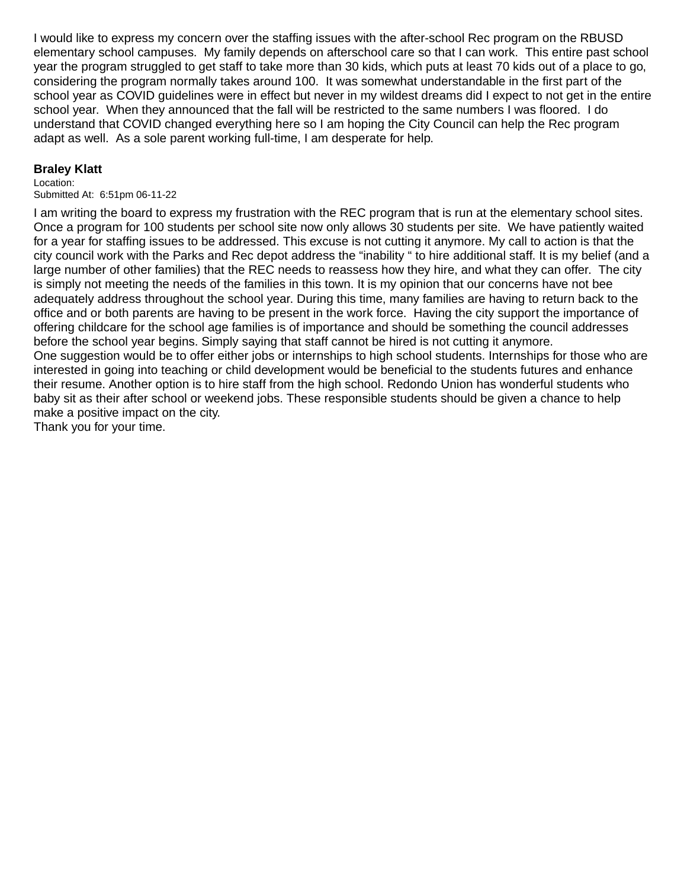I would like to express my concern over the staffing issues with the after-school Rec program on the RBUSD elementary school campuses. My family depends on afterschool care so that I can work. This entire past school year the program struggled to get staff to take more than 30 kids, which puts at least 70 kids out of a place to go, considering the program normally takes around 100. It was somewhat understandable in the first part of the school year as COVID guidelines were in effect but never in my wildest dreams did I expect to not get in the entire school year. When they announced that the fall will be restricted to the same numbers I was floored. I do understand that COVID changed everything here so I am hoping the City Council can help the Rec program adapt as well. As a sole parent working full-time, I am desperate for help.

**Braley Klatt**
Location:
Submitted At: 6:51pm 06-11-22

I am writing the board to express my frustration with the REC program that is run at the elementary school sites. Once a program for 100 students per school site now only allows 30 students per site. We have patiently waited for a year for staffing issues to be addressed. This excuse is not cutting it anymore. My call to action is that the city council work with the Parks and Rec depot address the “inability “ to hire additional staff. It is my belief (and a large number of other families) that the REC needs to reassess how they hire, and what they can offer. The city is simply not meeting the needs of the families in this town. It is my opinion that our concerns have not bee adequately address throughout the school year. During this time, many families are having to return back to the office and or both parents are having to be present in the work force. Having the city support the importance of offering childcare for the school age families is of importance and should be something the council addresses before the school year begins. Simply saying that staff cannot be hired is not cutting it anymore.
One suggestion would be to offer either jobs or internships to high school students. Internships for those who are interested in going into teaching or child development would be beneficial to the students futures and enhance their resume. Another option is to hire staff from the high school. Redondo Union has wonderful students who baby sit as their after school or weekend jobs. These responsible students should be given a chance to help make a positive impact on the city.
Thank you for your time.